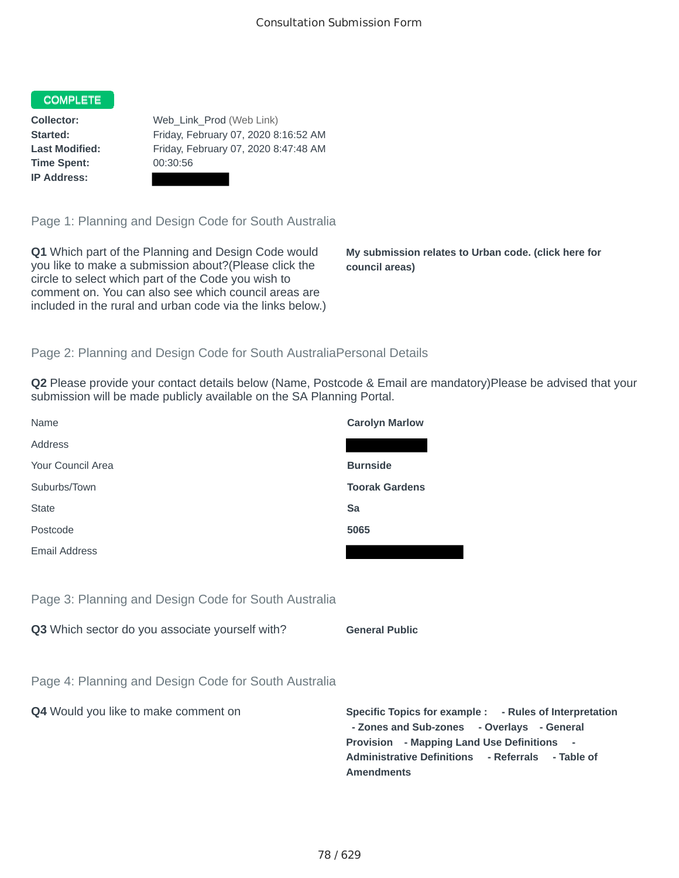# Consultation Submission Form

**COMPLETE**

**Collector:** Web_Link_Prod (Web Link)
**Started:** Friday, February 07, 2020 8:16:52 AM
**Last Modified:** Friday, February 07, 2020 8:47:48 AM
**Time Spent:** 00:30:56
**IP Address:**

## Page 1: Planning and Design Code for South Australia

**Q1** Which part of the Planning and Design Code would you like to make a submission about?(Please click the circle to select which part of the Code you wish to comment on. You can also see which council areas are included in the rural and urban code via the links below.)

**My submission relates to Urban code. (click here for council areas)**

## Page 2: Planning and Design Code for South AustraliaPersonal Details

**Q2** Please provide your contact details below (Name, Postcode & Email are mandatory)Please be advised that your submission will be made publicly available on the SA Planning Portal.

| | |
|---|---|
| Name | **Carolyn Marlow** |
| Address | |
| Your Council Area | **Burnside** |
| Suburbs/Town | **Toorak Gardens** |
| State | **Sa** |
| Postcode | **5065** |
| Email Address | |

## Page 3: Planning and Design Code for South Australia

**Q3** Which sector do you associate yourself with?

**General Public**

## Page 4: Planning and Design Code for South Australia

**Q4** Would you like to make comment on

**Specific Topics for example : - Rules of Interpretation - Zones and Sub-zones - Overlays - General Provision - Mapping Land Use Definitions - Administrative Definitions - Referrals - Table of Amendments**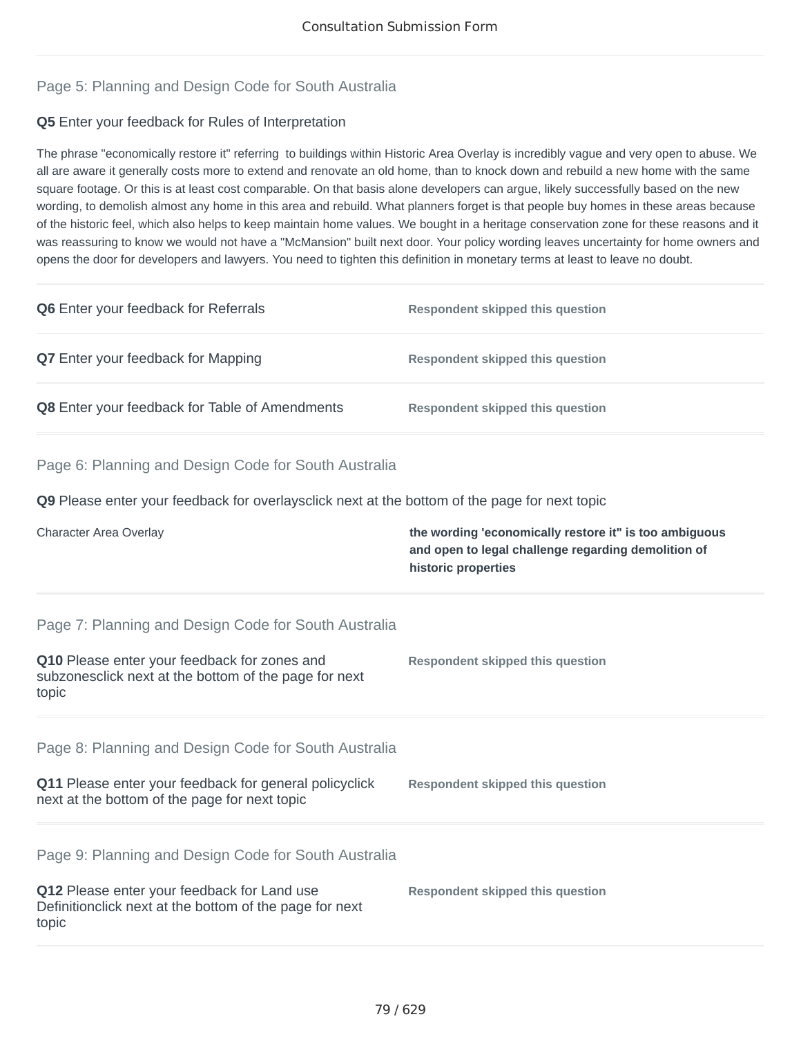## Page 5: Planning and Design Code for South Australia

**Q5** Enter your feedback for Rules of Interpretation

The phrase "economically restore it" referring to buildings within Historic Area Overlay is incredibly vague and very open to abuse. We all are aware it generally costs more to extend and renovate an old home, than to knock down and rebuild a new home with the same square footage. Or this is at least cost comparable. On that basis alone developers can argue, likely successfully based on the new wording, to demolish almost any home in this area and rebuild. What planners forget is that people buy homes in these areas because of the historic feel, which also helps to keep maintain home values. We bought in a heritage conservation zone for these reasons and it was reassuring to know we would not have a "McMansion" built next door. Your policy wording leaves uncertainty for home owners and opens the door for developers and lawyers. You need to tighten this definition in monetary terms at least to leave no doubt.

| | |
|---|---|
| **Q6** Enter your feedback for Referrals | **Respondent skipped this question** |
| **Q7** Enter your feedback for Mapping | **Respondent skipped this question** |
| **Q8** Enter your feedback for Table of Amendments | **Respondent skipped this question** |

## Page 6: Planning and Design Code for South Australia

**Q9** Please enter your feedback for overlaysclick next at the bottom of the page for next topic

| | |
|---|---|
| Character Area Overlay | **the wording 'economically restore it" is too ambiguous and open to legal challenge regarding demolition of historic properties** |

## Page 7: Planning and Design Code for South Australia

| | |
|---|---|
| **Q10** Please enter your feedback for zones and subzonesclick next at the bottom of the page for next topic | **Respondent skipped this question** |

## Page 8: Planning and Design Code for South Australia

| | |
|---|---|
| **Q11** Please enter your feedback for general policyclick next at the bottom of the page for next topic | **Respondent skipped this question** |

## Page 9: Planning and Design Code for South Australia

| | |
|---|---|
| **Q12** Please enter your feedback for Land use Definitionclick next at the bottom of the page for next topic | **Respondent skipped this question** |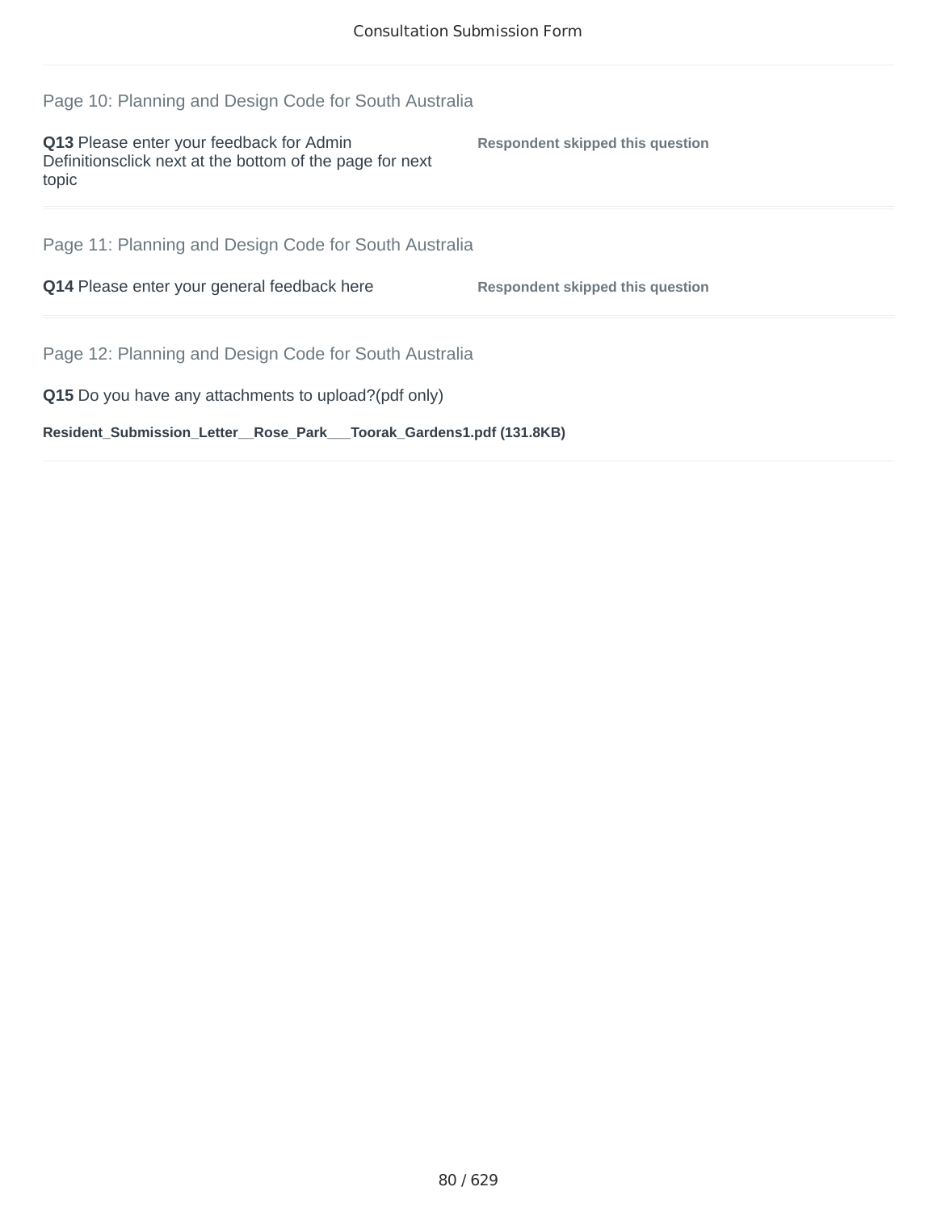## Page 10: Planning and Design Code for South Australia

**Q13** Please enter your feedback for Admin Definitionsclick next at the bottom of the page for next topic

**Respondent skipped this question**

## Page 11: Planning and Design Code for South Australia

**Q14** Please enter your general feedback here

**Respondent skipped this question**

## Page 12: Planning and Design Code for South Australia

**Q15** Do you have any attachments to upload?(pdf only)

**Resident_Submission_Letter__Rose_Park___Toorak_Gardens1.pdf (131.8KB)**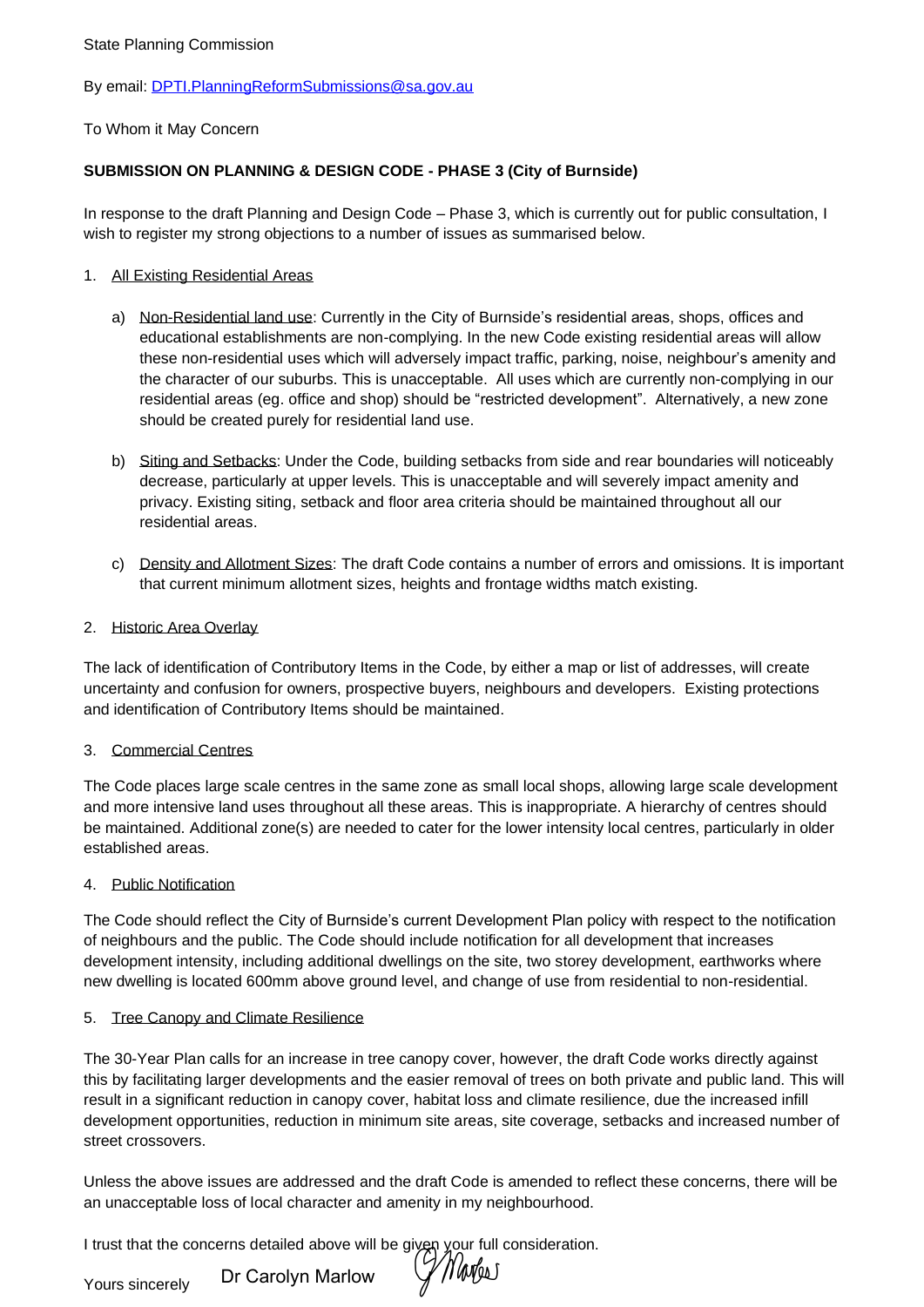State Planning Commission

By email: [DPTI.PlanningReformSubmissions@sa.gov.au](mailto:DPTI.PlanningReformSubmissions@sa.gov.au)

To Whom it May Concern

**SUBMISSION ON PLANNING & DESIGN CODE - PHASE 3 (City of Burnside)**

In response to the draft Planning and Design Code – Phase 3, which is currently out for public consultation, I wish to register my strong objections to a number of issues as summarised below.

1. <u>All Existing Residential Areas</u>

   a) <u>Non-Residential land use</u>: Currently in the City of Burnside's residential areas, shops, offices and educational establishments are non-complying. In the new Code existing residential areas will allow these non-residential uses which will adversely impact traffic, parking, noise, neighbour's amenity and the character of our suburbs. This is unacceptable. All uses which are currently non-complying in our residential areas (eg. office and shop) should be "restricted development". Alternatively, a new zone should be created purely for residential land use.

   b) <u>Siting and Setbacks</u>: Under the Code, building setbacks from side and rear boundaries will noticeably decrease, particularly at upper levels. This is unacceptable and will severely impact amenity and privacy. Existing siting, setback and floor area criteria should be maintained throughout all our residential areas.

   c) <u>Density and Allotment Sizes</u>: The draft Code contains a number of errors and omissions. It is important that current minimum allotment sizes, heights and frontage widths match existing.

2. <u>Historic Area Overlay</u>

The lack of identification of Contributory Items in the Code, by either a map or list of addresses, will create uncertainty and confusion for owners, prospective buyers, neighbours and developers. Existing protections and identification of Contributory Items should be maintained.

3. <u>Commercial Centres</u>

The Code places large scale centres in the same zone as small local shops, allowing large scale development and more intensive land uses throughout all these areas. This is inappropriate. A hierarchy of centres should be maintained. Additional zone(s) are needed to cater for the lower intensity local centres, particularly in older established areas.

4. <u>Public Notification</u>

The Code should reflect the City of Burnside's current Development Plan policy with respect to the notification of neighbours and the public. The Code should include notification for all development that increases development intensity, including additional dwellings on the site, two storey development, earthworks where new dwelling is located 600mm above ground level, and change of use from residential to non-residential.

5. <u>Tree Canopy and Climate Resilience</u>

The 30-Year Plan calls for an increase in tree canopy cover, however, the draft Code works directly against this by facilitating larger developments and the easier removal of trees on both private and public land. This will result in a significant reduction in canopy cover, habitat loss and climate resilience, due the increased infill development opportunities, reduction in minimum site areas, site coverage, setbacks and increased number of street crossovers.

Unless the above issues are addressed and the draft Code is amended to reflect these concerns, there will be an unacceptable loss of local character and amenity in my neighbourhood.

I trust that the concerns detailed above will be given your full consideration.

Yours sincerely Dr Carolyn Marlow